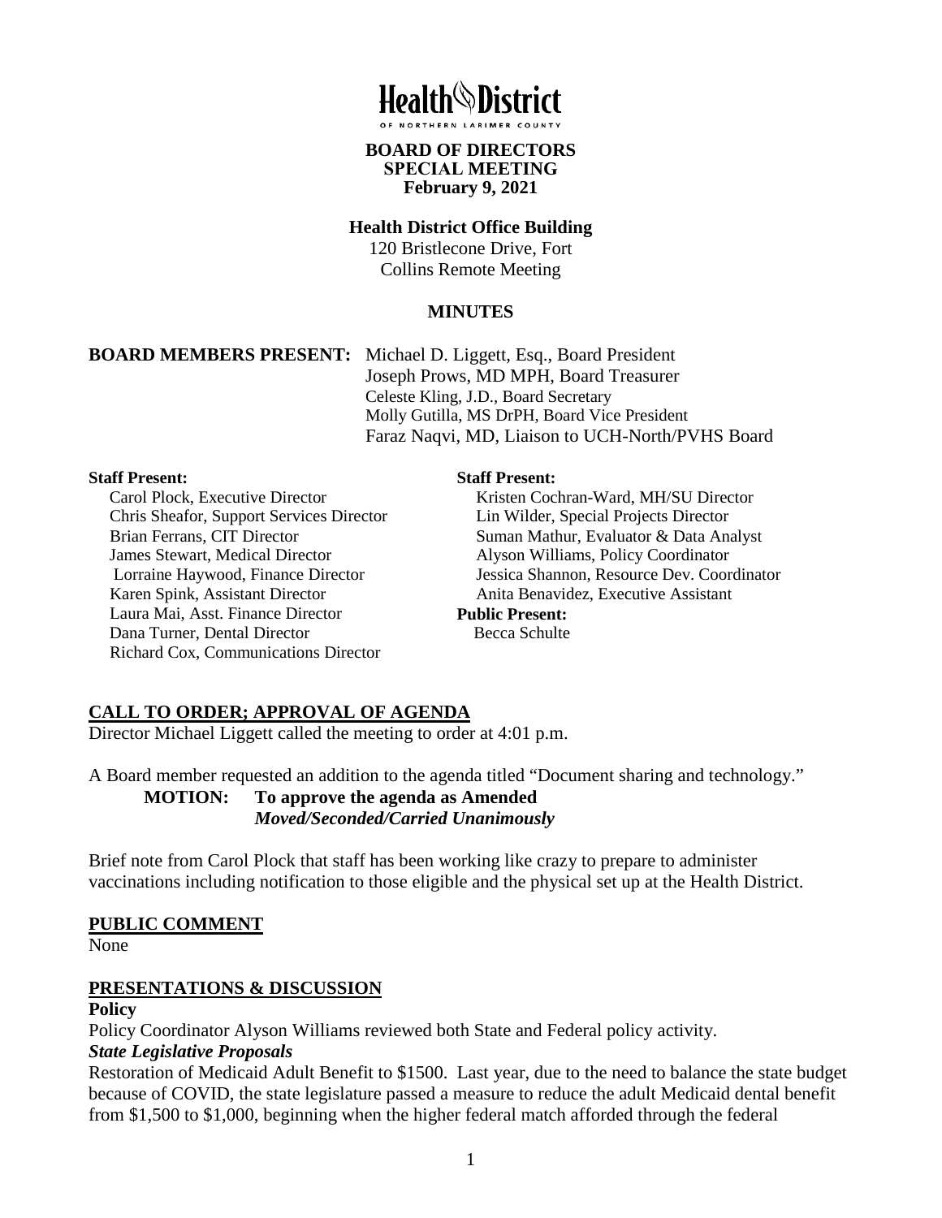# Health District

OF NORTHERN LARIMER COUNTY

**BOARD OF DIRECTORS**
**SPECIAL MEETING**
**February 9, 2021**

**Health District Office Building**
120 Bristlecone Drive, Fort Collins Remote Meeting

**MINUTES**

**BOARD MEMBERS PRESENT:** Michael D. Liggett, Esq., Board President
Joseph Prows, MD MPH, Board Treasurer
Celeste Kling, J.D., Board Secretary
Molly Gutilla, MS DrPH, Board Vice President
Faraz Naqvi, MD, Liaison to UCH-North/PVHS Board

**Staff Present:**
Carol Plock, Executive Director
Chris Sheafor, Support Services Director
Brian Ferrans, CIT Director
James Stewart, Medical Director
Lorraine Haywood, Finance Director
Karen Spink, Assistant Director
Laura Mai, Asst. Finance Director
Dana Turner, Dental Director
Richard Cox, Communications Director

**Staff Present:**
Kristen Cochran-Ward, MH/SU Director
Lin Wilder, Special Projects Director
Suman Mathur, Evaluator & Data Analyst
Alyson Williams, Policy Coordinator
Jessica Shannon, Resource Dev. Coordinator
Anita Benavidez, Executive Assistant

**Public Present:**
Becca Schulte

## CALL TO ORDER; APPROVAL OF AGENDA

Director Michael Liggett called the meeting to order at 4:01 p.m.

A Board member requested an addition to the agenda titled "Document sharing and technology."

**MOTION: To approve the agenda as Amended**
***Moved/Seconded/Carried Unanimously***

Brief note from Carol Plock that staff has been working like crazy to prepare to administer vaccinations including notification to those eligible and the physical set up at the Health District.

## PUBLIC COMMENT

None

## PRESENTATIONS & DISCUSSION

**Policy**

Policy Coordinator Alyson Williams reviewed both State and Federal policy activity.

***State Legislative Proposals***

Restoration of Medicaid Adult Benefit to $1500. Last year, due to the need to balance the state budget because of COVID, the state legislature passed a measure to reduce the adult Medicaid dental benefit from $1,500 to $1,000, beginning when the higher federal match afforded through the federal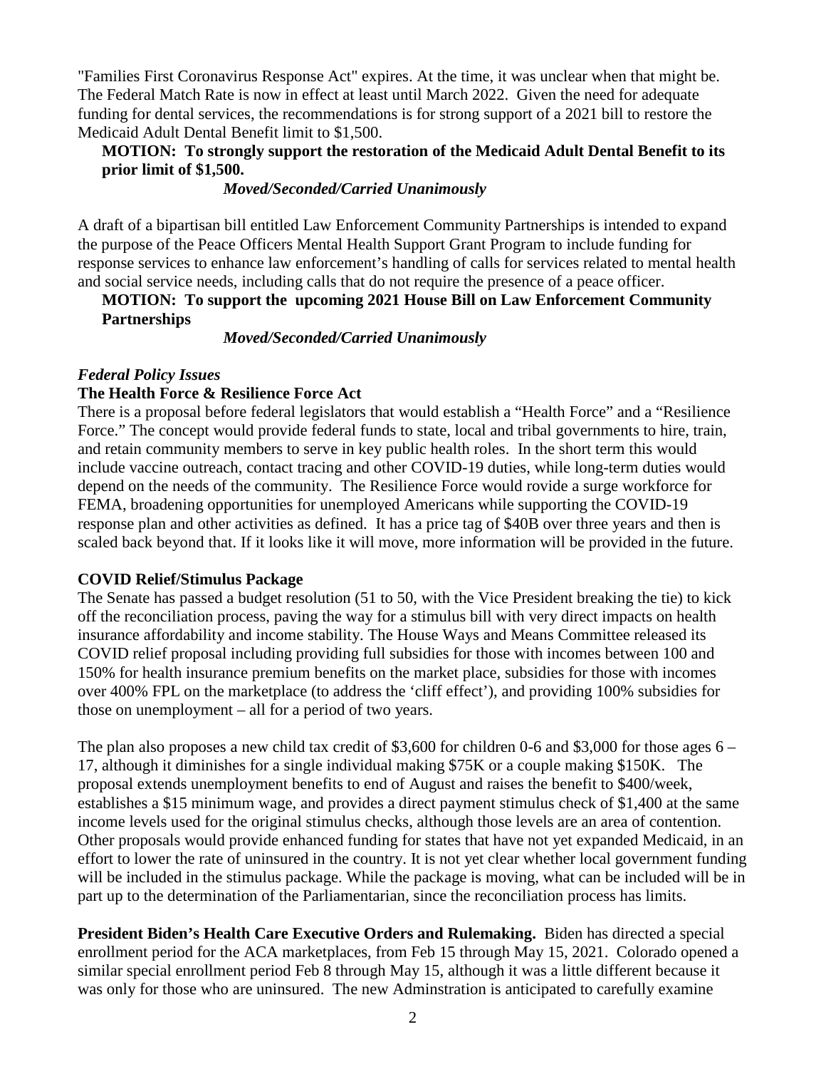"Families First Coronavirus Response Act" expires. At the time, it was unclear when that might be. The Federal Match Rate is now in effect at least until March 2022. Given the need for adequate funding for dental services, the recommendations is for strong support of a 2021 bill to restore the Medicaid Adult Dental Benefit limit to $1,500.

**MOTION: To strongly support the restoration of the Medicaid Adult Dental Benefit to its prior limit of $1,500.**

***Moved/Seconded/Carried Unanimously***

A draft of a bipartisan bill entitled Law Enforcement Community Partnerships is intended to expand the purpose of the Peace Officers Mental Health Support Grant Program to include funding for response services to enhance law enforcement's handling of calls for services related to mental health and social service needs, including calls that do not require the presence of a peace officer.

**MOTION: To support the upcoming 2021 House Bill on Law Enforcement Community Partnerships**

***Moved/Seconded/Carried Unanimously***

### *Federal Policy Issues*

**The Health Force & Resilience Force Act**

There is a proposal before federal legislators that would establish a "Health Force" and a "Resilience Force." The concept would provide federal funds to state, local and tribal governments to hire, train, and retain community members to serve in key public health roles. In the short term this would include vaccine outreach, contact tracing and other COVID-19 duties, while long-term duties would depend on the needs of the community. The Resilience Force would rovide a surge workforce for FEMA, broadening opportunities for unemployed Americans while supporting the COVID-19 response plan and other activities as defined. It has a price tag of $40B over three years and then is scaled back beyond that. If it looks like it will move, more information will be provided in the future.

**COVID Relief/Stimulus Package**

The Senate has passed a budget resolution (51 to 50, with the Vice President breaking the tie) to kick off the reconciliation process, paving the way for a stimulus bill with very direct impacts on health insurance affordability and income stability. The House Ways and Means Committee released its COVID relief proposal including providing full subsidies for those with incomes between 100 and 150% for health insurance premium benefits on the market place, subsidies for those with incomes over 400% FPL on the marketplace (to address the 'cliff effect'), and providing 100% subsidies for those on unemployment – all for a period of two years.

The plan also proposes a new child tax credit of $3,600 for children 0-6 and $3,000 for those ages 6 – 17, although it diminishes for a single individual making $75K or a couple making $150K. The proposal extends unemployment benefits to end of August and raises the benefit to $400/week, establishes a $15 minimum wage, and provides a direct payment stimulus check of $1,400 at the same income levels used for the original stimulus checks, although those levels are an area of contention. Other proposals would provide enhanced funding for states that have not yet expanded Medicaid, in an effort to lower the rate of uninsured in the country. It is not yet clear whether local government funding will be included in the stimulus package. While the package is moving, what can be included will be in part up to the determination of the Parliamentarian, since the reconciliation process has limits.

**President Biden's Health Care Executive Orders and Rulemaking.** Biden has directed a special enrollment period for the ACA marketplaces, from Feb 15 through May 15, 2021. Colorado opened a similar special enrollment period Feb 8 through May 15, although it was a little different because it was only for those who are uninsured. The new Adminstration is anticipated to carefully examine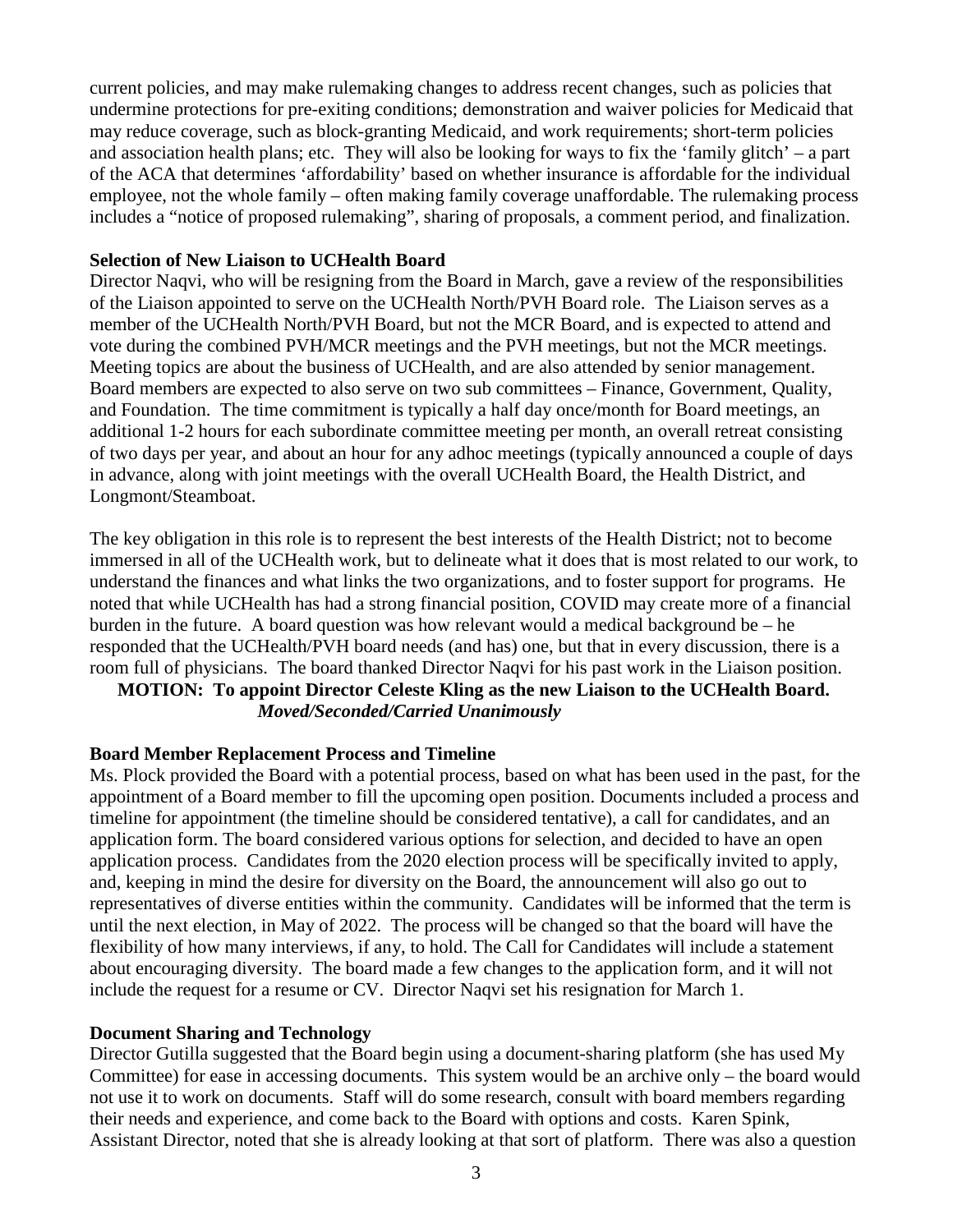current policies, and may make rulemaking changes to address recent changes, such as policies that undermine protections for pre-exiting conditions; demonstration and waiver policies for Medicaid that may reduce coverage, such as block-granting Medicaid, and work requirements; short-term policies and association health plans; etc. They will also be looking for ways to fix the 'family glitch' – a part of the ACA that determines 'affordability' based on whether insurance is affordable for the individual employee, not the whole family – often making family coverage unaffordable. The rulemaking process includes a "notice of proposed rulemaking", sharing of proposals, a comment period, and finalization.

**Selection of New Liaison to UCHealth Board**

Director Naqvi, who will be resigning from the Board in March, gave a review of the responsibilities of the Liaison appointed to serve on the UCHealth North/PVH Board role. The Liaison serves as a member of the UCHealth North/PVH Board, but not the MCR Board, and is expected to attend and vote during the combined PVH/MCR meetings and the PVH meetings, but not the MCR meetings. Meeting topics are about the business of UCHealth, and are also attended by senior management. Board members are expected to also serve on two sub committees – Finance, Government, Quality, and Foundation. The time commitment is typically a half day once/month for Board meetings, an additional 1-2 hours for each subordinate committee meeting per month, an overall retreat consisting of two days per year, and about an hour for any adhoc meetings (typically announced a couple of days in advance, along with joint meetings with the overall UCHealth Board, the Health District, and Longmont/Steamboat.

The key obligation in this role is to represent the best interests of the Health District; not to become immersed in all of the UCHealth work, but to delineate what it does that is most related to our work, to understand the finances and what links the two organizations, and to foster support for programs. He noted that while UCHealth has had a strong financial position, COVID may create more of a financial burden in the future. A board question was how relevant would a medical background be – he responded that the UCHealth/PVH board needs (and has) one, but that in every discussion, there is a room full of physicians. The board thanked Director Naqvi for his past work in the Liaison position.

**MOTION: To appoint Director Celeste Kling as the new Liaison to the UCHealth Board.**
***Moved/Seconded/Carried Unanimously***

**Board Member Replacement Process and Timeline**

Ms. Plock provided the Board with a potential process, based on what has been used in the past, for the appointment of a Board member to fill the upcoming open position. Documents included a process and timeline for appointment (the timeline should be considered tentative), a call for candidates, and an application form. The board considered various options for selection, and decided to have an open application process. Candidates from the 2020 election process will be specifically invited to apply, and, keeping in mind the desire for diversity on the Board, the announcement will also go out to representatives of diverse entities within the community. Candidates will be informed that the term is until the next election, in May of 2022. The process will be changed so that the board will have the flexibility of how many interviews, if any, to hold. The Call for Candidates will include a statement about encouraging diversity. The board made a few changes to the application form, and it will not include the request for a resume or CV. Director Naqvi set his resignation for March 1.

**Document Sharing and Technology**

Director Gutilla suggested that the Board begin using a document-sharing platform (she has used My Committee) for ease in accessing documents. This system would be an archive only – the board would not use it to work on documents. Staff will do some research, consult with board members regarding their needs and experience, and come back to the Board with options and costs. Karen Spink, Assistant Director, noted that she is already looking at that sort of platform. There was also a question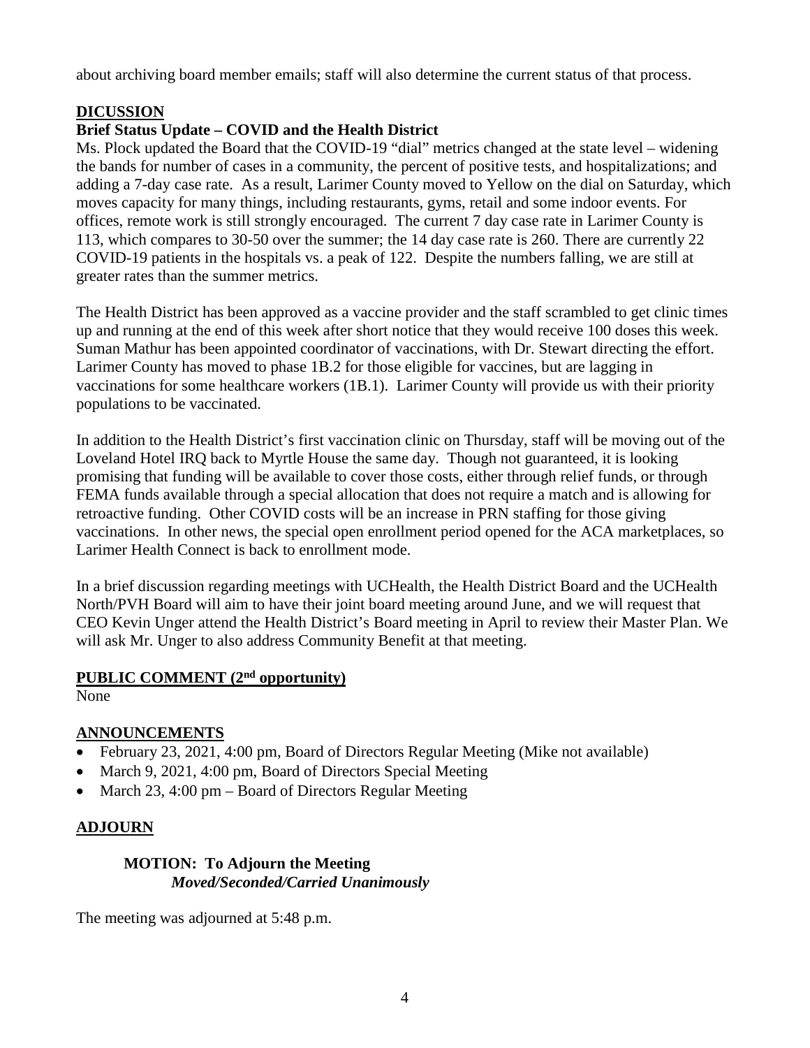about archiving board member emails; staff will also determine the current status of that process.

## DICUSSION

### Brief Status Update – COVID and the Health District

Ms. Plock updated the Board that the COVID-19 "dial" metrics changed at the state level – widening the bands for number of cases in a community, the percent of positive tests, and hospitalizations; and adding a 7-day case rate. As a result, Larimer County moved to Yellow on the dial on Saturday, which moves capacity for many things, including restaurants, gyms, retail and some indoor events. For offices, remote work is still strongly encouraged. The current 7 day case rate in Larimer County is 113, which compares to 30-50 over the summer; the 14 day case rate is 260. There are currently 22 COVID-19 patients in the hospitals vs. a peak of 122. Despite the numbers falling, we are still at greater rates than the summer metrics.

The Health District has been approved as a vaccine provider and the staff scrambled to get clinic times up and running at the end of this week after short notice that they would receive 100 doses this week. Suman Mathur has been appointed coordinator of vaccinations, with Dr. Stewart directing the effort. Larimer County has moved to phase 1B.2 for those eligible for vaccines, but are lagging in vaccinations for some healthcare workers (1B.1). Larimer County will provide us with their priority populations to be vaccinated.

In addition to the Health District's first vaccination clinic on Thursday, staff will be moving out of the Loveland Hotel IRQ back to Myrtle House the same day. Though not guaranteed, it is looking promising that funding will be available to cover those costs, either through relief funds, or through FEMA funds available through a special allocation that does not require a match and is allowing for retroactive funding. Other COVID costs will be an increase in PRN staffing for those giving vaccinations. In other news, the special open enrollment period opened for the ACA marketplaces, so Larimer Health Connect is back to enrollment mode.

In a brief discussion regarding meetings with UCHealth, the Health District Board and the UCHealth North/PVH Board will aim to have their joint board meeting around June, and we will request that CEO Kevin Unger attend the Health District's Board meeting in April to review their Master Plan. We will ask Mr. Unger to also address Community Benefit at that meeting.

## PUBLIC COMMENT (2nd opportunity)

None

## ANNOUNCEMENTS

- February 23, 2021, 4:00 pm, Board of Directors Regular Meeting (Mike not available)
- March 9, 2021, 4:00 pm, Board of Directors Special Meeting
- March 23, 4:00 pm – Board of Directors Regular Meeting

## ADJOURN

**MOTION: To Adjourn the Meeting**
***Moved/Seconded/Carried Unanimously***

The meeting was adjourned at 5:48 p.m.